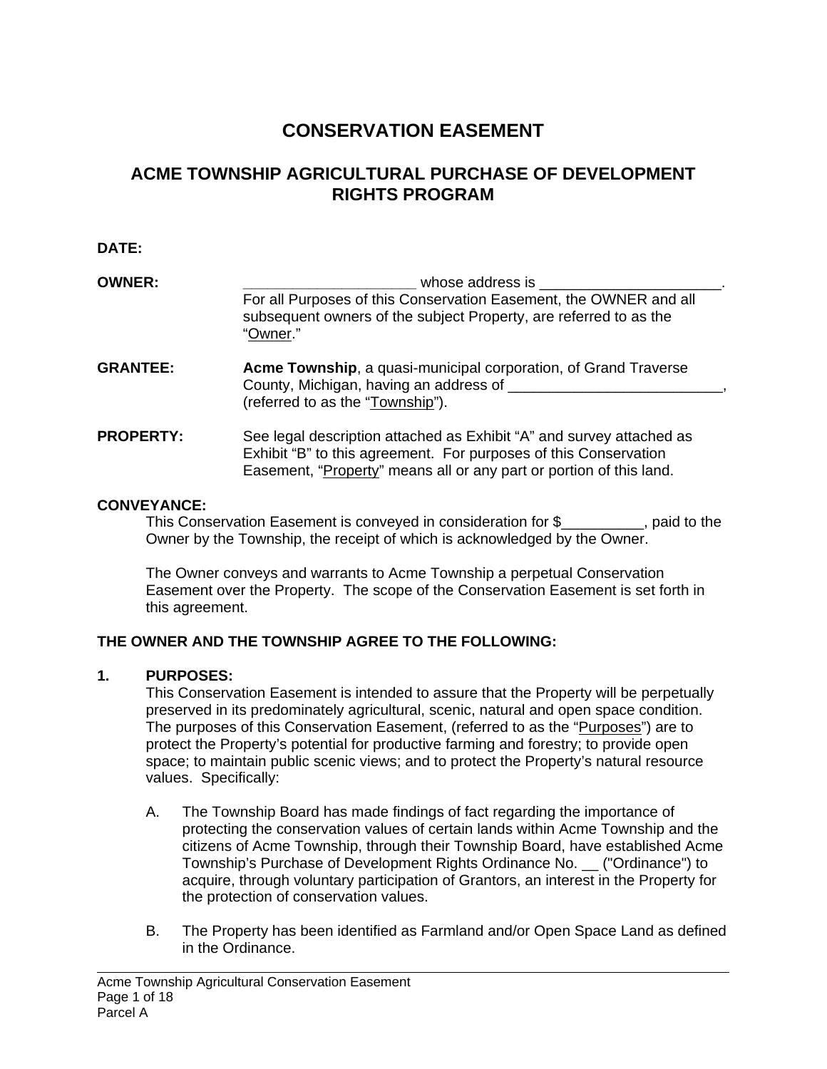# CONSERVATION EASEMENT

## ACME TOWNSHIP AGRICULTURAL PURCHASE OF DEVELOPMENT RIGHTS PROGRAM

**DATE:**

**OWNER:** _____________________ whose address is ______________________. For all Purposes of this Conservation Easement, the OWNER and all subsequent owners of the subject Property, are referred to as the "Owner."

**GRANTEE:** **Acme Township**, a quasi-municipal corporation, of Grand Traverse County, Michigan, having an address of __________________________, (referred to as the "Township").

**PROPERTY:** See legal description attached as Exhibit "A" and survey attached as Exhibit "B" to this agreement. For purposes of this Conservation Easement, "Property" means all or any part or portion of this land.

**CONVEYANCE:**

This Conservation Easement is conveyed in consideration for $__________, paid to the Owner by the Township, the receipt of which is acknowledged by the Owner.

The Owner conveys and warrants to Acme Township a perpetual Conservation Easement over the Property. The scope of the Conservation Easement is set forth in this agreement.

**THE OWNER AND THE TOWNSHIP AGREE TO THE FOLLOWING:**

**1. PURPOSES:**

This Conservation Easement is intended to assure that the Property will be perpetually preserved in its predominately agricultural, scenic, natural and open space condition. The purposes of this Conservation Easement, (referred to as the "Purposes") are to protect the Property's potential for productive farming and forestry; to provide open space; to maintain public scenic views; and to protect the Property's natural resource values. Specifically:

A. The Township Board has made findings of fact regarding the importance of protecting the conservation values of certain lands within Acme Township and the citizens of Acme Township, through their Township Board, have established Acme Township's Purchase of Development Rights Ordinance No. __ ("Ordinance") to acquire, through voluntary participation of Grantors, an interest in the Property for the protection of conservation values.

B. The Property has been identified as Farmland and/or Open Space Land as defined in the Ordinance.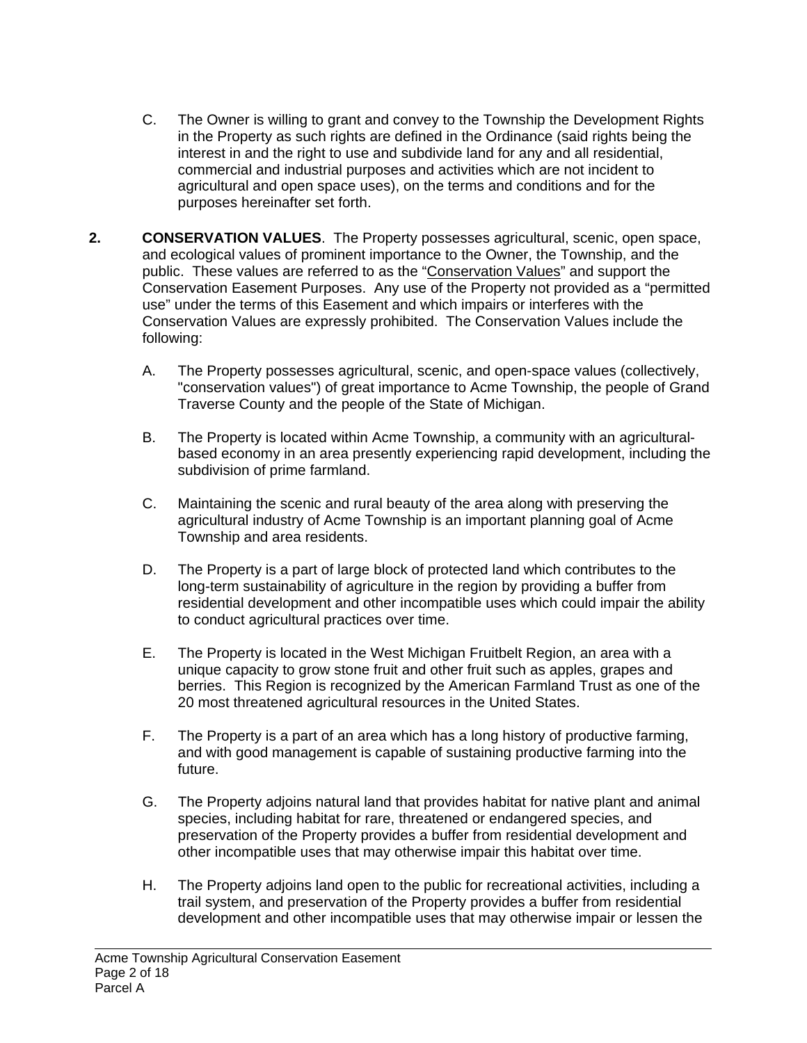C. The Owner is willing to grant and convey to the Township the Development Rights in the Property as such rights are defined in the Ordinance (said rights being the interest in and the right to use and subdivide land for any and all residential, commercial and industrial purposes and activities which are not incident to agricultural and open space uses), on the terms and conditions and for the purposes hereinafter set forth.

**2. CONSERVATION VALUES**. The Property possesses agricultural, scenic, open space, and ecological values of prominent importance to the Owner, the Township, and the public. These values are referred to as the "Conservation Values" and support the Conservation Easement Purposes. Any use of the Property not provided as a "permitted use" under the terms of this Easement and which impairs or interferes with the Conservation Values are expressly prohibited. The Conservation Values include the following:

A. The Property possesses agricultural, scenic, and open-space values (collectively, "conservation values") of great importance to Acme Township, the people of Grand Traverse County and the people of the State of Michigan.

B. The Property is located within Acme Township, a community with an agricultural-based economy in an area presently experiencing rapid development, including the subdivision of prime farmland.

C. Maintaining the scenic and rural beauty of the area along with preserving the agricultural industry of Acme Township is an important planning goal of Acme Township and area residents.

D. The Property is a part of large block of protected land which contributes to the long-term sustainability of agriculture in the region by providing a buffer from residential development and other incompatible uses which could impair the ability to conduct agricultural practices over time.

E. The Property is located in the West Michigan Fruitbelt Region, an area with a unique capacity to grow stone fruit and other fruit such as apples, grapes and berries. This Region is recognized by the American Farmland Trust as one of the 20 most threatened agricultural resources in the United States.

F. The Property is a part of an area which has a long history of productive farming, and with good management is capable of sustaining productive farming into the future.

G. The Property adjoins natural land that provides habitat for native plant and animal species, including habitat for rare, threatened or endangered species, and preservation of the Property provides a buffer from residential development and other incompatible uses that may otherwise impair this habitat over time.

H. The Property adjoins land open to the public for recreational activities, including a trail system, and preservation of the Property provides a buffer from residential development and other incompatible uses that may otherwise impair or lessen the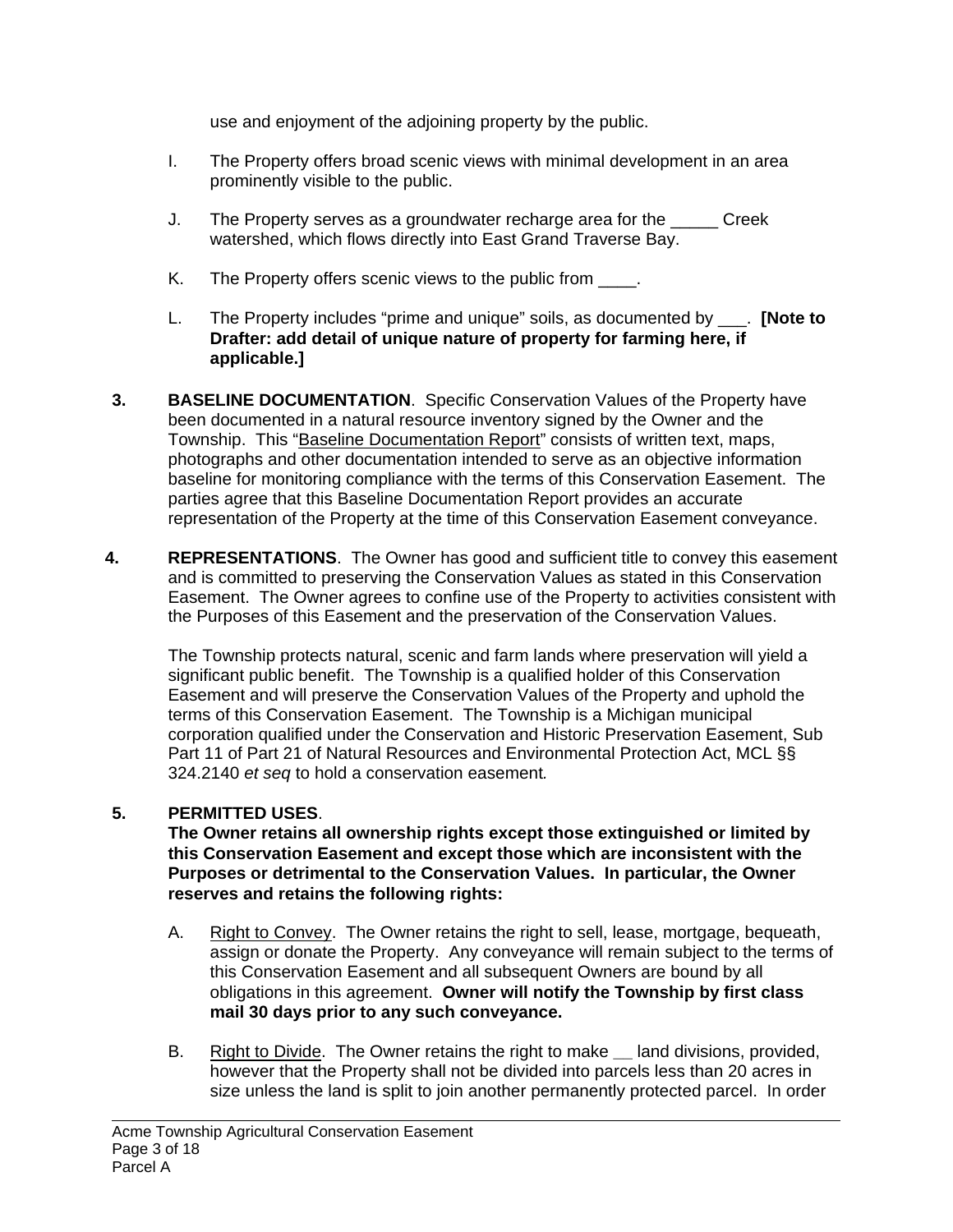use and enjoyment of the adjoining property by the public.

I. The Property offers broad scenic views with minimal development in an area prominently visible to the public.

J. The Property serves as a groundwater recharge area for the _____ Creek watershed, which flows directly into East Grand Traverse Bay.

K. The Property offers scenic views to the public from ____.

L. The Property includes "prime and unique" soils, as documented by ___. **[Note to Drafter: add detail of unique nature of property for farming here, if applicable.]**

**3. BASELINE DOCUMENTATION**. Specific Conservation Values of the Property have been documented in a natural resource inventory signed by the Owner and the Township. This "Baseline Documentation Report" consists of written text, maps, photographs and other documentation intended to serve as an objective information baseline for monitoring compliance with the terms of this Conservation Easement. The parties agree that this Baseline Documentation Report provides an accurate representation of the Property at the time of this Conservation Easement conveyance.

**4. REPRESENTATIONS**. The Owner has good and sufficient title to convey this easement and is committed to preserving the Conservation Values as stated in this Conservation Easement. The Owner agrees to confine use of the Property to activities consistent with the Purposes of this Easement and the preservation of the Conservation Values.

The Township protects natural, scenic and farm lands where preservation will yield a significant public benefit. The Township is a qualified holder of this Conservation Easement and will preserve the Conservation Values of the Property and uphold the terms of this Conservation Easement. The Township is a Michigan municipal corporation qualified under the Conservation and Historic Preservation Easement, Sub Part 11 of Part 21 of Natural Resources and Environmental Protection Act, MCL §§ 324.2140 *et seq* to hold a conservation easement.

**5. PERMITTED USES**.

**The Owner retains all ownership rights except those extinguished or limited by this Conservation Easement and except those which are inconsistent with the Purposes or detrimental to the Conservation Values. In particular, the Owner reserves and retains the following rights:**

A. Right to Convey. The Owner retains the right to sell, lease, mortgage, bequeath, assign or donate the Property. Any conveyance will remain subject to the terms of this Conservation Easement and all subsequent Owners are bound by all obligations in this agreement. **Owner will notify the Township by first class mail 30 days prior to any such conveyance.**

B. Right to Divide. The Owner retains the right to make __ land divisions, provided, however that the Property shall not be divided into parcels less than 20 acres in size unless the land is split to join another permanently protected parcel. In order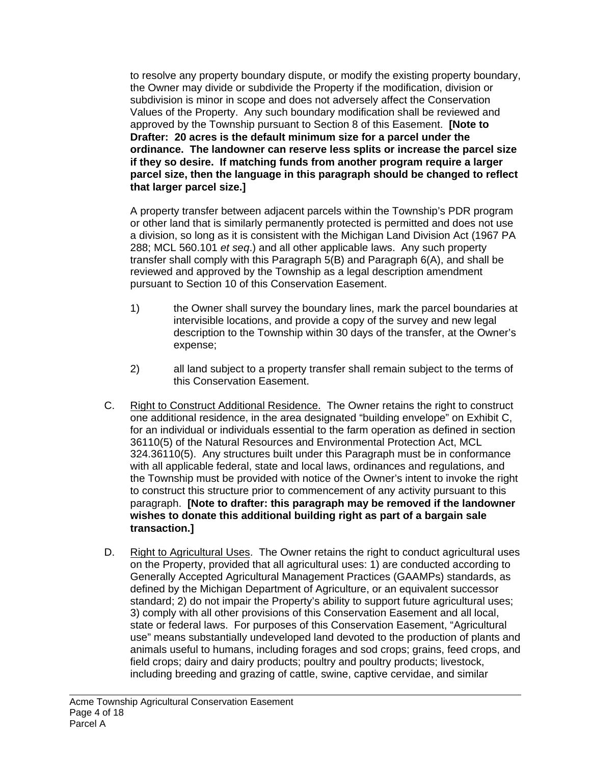to resolve any property boundary dispute, or modify the existing property boundary, the Owner may divide or subdivide the Property if the modification, division or subdivision is minor in scope and does not adversely affect the Conservation Values of the Property. Any such boundary modification shall be reviewed and approved by the Township pursuant to Section 8 of this Easement. **[Note to Drafter: 20 acres is the default minimum size for a parcel under the ordinance. The landowner can reserve less splits or increase the parcel size if they so desire. If matching funds from another program require a larger parcel size, then the language in this paragraph should be changed to reflect that larger parcel size.]**

A property transfer between adjacent parcels within the Township's PDR program or other land that is similarly permanently protected is permitted and does not use a division, so long as it is consistent with the Michigan Land Division Act (1967 PA 288; MCL 560.101 *et seq*.) and all other applicable laws. Any such property transfer shall comply with this Paragraph 5(B) and Paragraph 6(A), and shall be reviewed and approved by the Township as a legal description amendment pursuant to Section 10 of this Conservation Easement.

1) the Owner shall survey the boundary lines, mark the parcel boundaries at intervisible locations, and provide a copy of the survey and new legal description to the Township within 30 days of the transfer, at the Owner's expense;

2) all land subject to a property transfer shall remain subject to the terms of this Conservation Easement.

C. Right to Construct Additional Residence. The Owner retains the right to construct one additional residence, in the area designated "building envelope" on Exhibit C, for an individual or individuals essential to the farm operation as defined in section 36110(5) of the Natural Resources and Environmental Protection Act, MCL 324.36110(5). Any structures built under this Paragraph must be in conformance with all applicable federal, state and local laws, ordinances and regulations, and the Township must be provided with notice of the Owner's intent to invoke the right to construct this structure prior to commencement of any activity pursuant to this paragraph. **[Note to drafter: this paragraph may be removed if the landowner wishes to donate this additional building right as part of a bargain sale transaction.]**

D. Right to Agricultural Uses. The Owner retains the right to conduct agricultural uses on the Property, provided that all agricultural uses: 1) are conducted according to Generally Accepted Agricultural Management Practices (GAAMPs) standards, as defined by the Michigan Department of Agriculture, or an equivalent successor standard; 2) do not impair the Property's ability to support future agricultural uses; 3) comply with all other provisions of this Conservation Easement and all local, state or federal laws. For purposes of this Conservation Easement, "Agricultural use" means substantially undeveloped land devoted to the production of plants and animals useful to humans, including forages and sod crops; grains, feed crops, and field crops; dairy and dairy products; poultry and poultry products; livestock, including breeding and grazing of cattle, swine, captive cervidae, and similar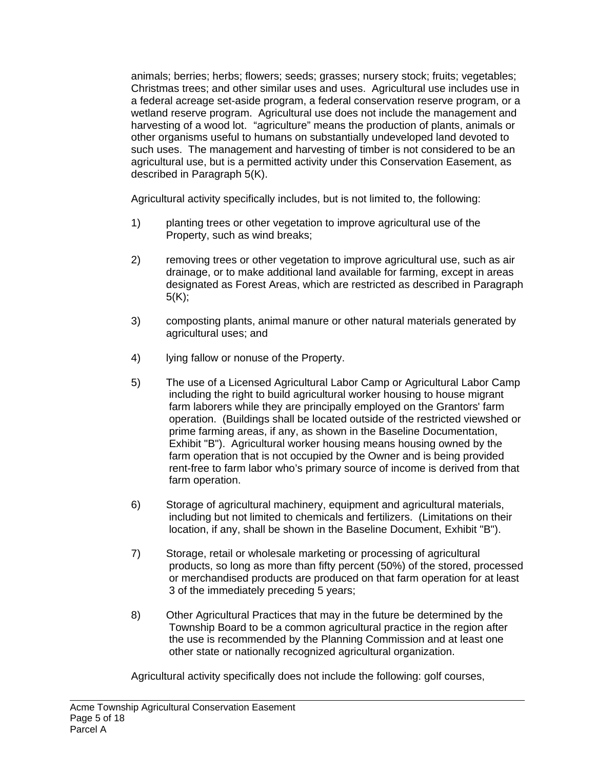animals; berries; herbs; flowers; seeds; grasses; nursery stock; fruits; vegetables; Christmas trees; and other similar uses and uses. Agricultural use includes use in a federal acreage set-aside program, a federal conservation reserve program, or a wetland reserve program. Agricultural use does not include the management and harvesting of a wood lot. "agriculture" means the production of plants, animals or other organisms useful to humans on substantially undeveloped land devoted to such uses. The management and harvesting of timber is not considered to be an agricultural use, but is a permitted activity under this Conservation Easement, as described in Paragraph 5(K).

Agricultural activity specifically includes, but is not limited to, the following:

1) planting trees or other vegetation to improve agricultural use of the Property, such as wind breaks;

2) removing trees or other vegetation to improve agricultural use, such as air drainage, or to make additional land available for farming, except in areas designated as Forest Areas, which are restricted as described in Paragraph 5(K);

3) composting plants, animal manure or other natural materials generated by agricultural uses; and

4) lying fallow or nonuse of the Property.

5) The use of a Licensed Agricultural Labor Camp or Agricultural Labor Camp including the right to build agricultural worker housing to house migrant farm laborers while they are principally employed on the Grantors' farm operation. (Buildings shall be located outside of the restricted viewshed or prime farming areas, if any, as shown in the Baseline Documentation, Exhibit "B"). Agricultural worker housing means housing owned by the farm operation that is not occupied by the Owner and is being provided rent-free to farm labor who's primary source of income is derived from that farm operation.

6) Storage of agricultural machinery, equipment and agricultural materials, including but not limited to chemicals and fertilizers. (Limitations on their location, if any, shall be shown in the Baseline Document, Exhibit "B").

7) Storage, retail or wholesale marketing or processing of agricultural products, so long as more than fifty percent (50%) of the stored, processed or merchandised products are produced on that farm operation for at least 3 of the immediately preceding 5 years;

8) Other Agricultural Practices that may in the future be determined by the Township Board to be a common agricultural practice in the region after the use is recommended by the Planning Commission and at least one other state or nationally recognized agricultural organization.

Agricultural activity specifically does not include the following: golf courses,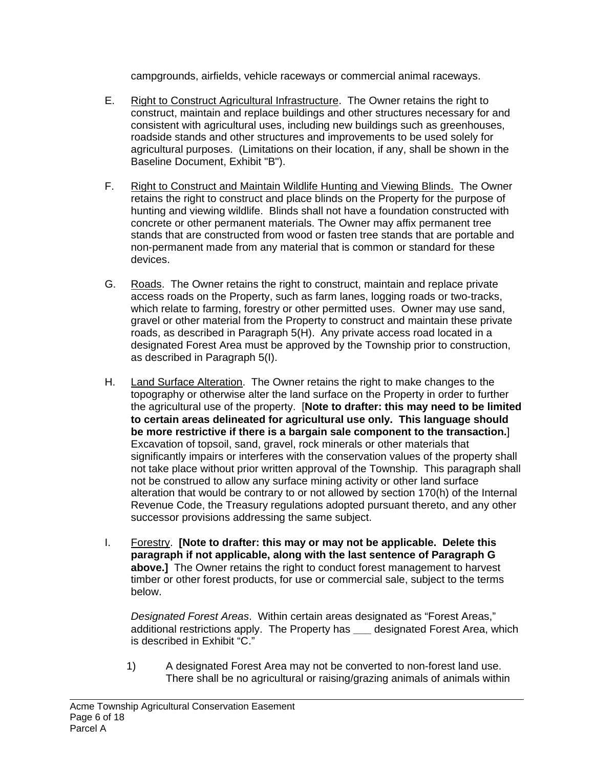campgrounds, airfields, vehicle raceways or commercial animal raceways.

E. Right to Construct Agricultural Infrastructure. The Owner retains the right to construct, maintain and replace buildings and other structures necessary for and consistent with agricultural uses, including new buildings such as greenhouses, roadside stands and other structures and improvements to be used solely for agricultural purposes. (Limitations on their location, if any, shall be shown in the Baseline Document, Exhibit "B").

F. Right to Construct and Maintain Wildlife Hunting and Viewing Blinds. The Owner retains the right to construct and place blinds on the Property for the purpose of hunting and viewing wildlife. Blinds shall not have a foundation constructed with concrete or other permanent materials. The Owner may affix permanent tree stands that are constructed from wood or fasten tree stands that are portable and non-permanent made from any material that is common or standard for these devices.

G. Roads. The Owner retains the right to construct, maintain and replace private access roads on the Property, such as farm lanes, logging roads or two-tracks, which relate to farming, forestry or other permitted uses. Owner may use sand, gravel or other material from the Property to construct and maintain these private roads, as described in Paragraph 5(H). Any private access road located in a designated Forest Area must be approved by the Township prior to construction, as described in Paragraph 5(I).

H. Land Surface Alteration. The Owner retains the right to make changes to the topography or otherwise alter the land surface on the Property in order to further the agricultural use of the property. [**Note to drafter: this may need to be limited to certain areas delineated for agricultural use only. This language should be more restrictive if there is a bargain sale component to the transaction.**] Excavation of topsoil, sand, gravel, rock minerals or other materials that significantly impairs or interferes with the conservation values of the property shall not take place without prior written approval of the Township. This paragraph shall not be construed to allow any surface mining activity or other land surface alteration that would be contrary to or not allowed by section 170(h) of the Internal Revenue Code, the Treasury regulations adopted pursuant thereto, and any other successor provisions addressing the same subject.

I. Forestry. **[Note to drafter: this may or may not be applicable. Delete this paragraph if not applicable, along with the last sentence of Paragraph G above.]** The Owner retains the right to conduct forest management to harvest timber or other forest products, for use or commercial sale, subject to the terms below.

*Designated Forest Areas*. Within certain areas designated as "Forest Areas," additional restrictions apply. The Property has ___ designated Forest Area, which is described in Exhibit "C."

1) A designated Forest Area may not be converted to non-forest land use. There shall be no agricultural or raising/grazing animals of animals within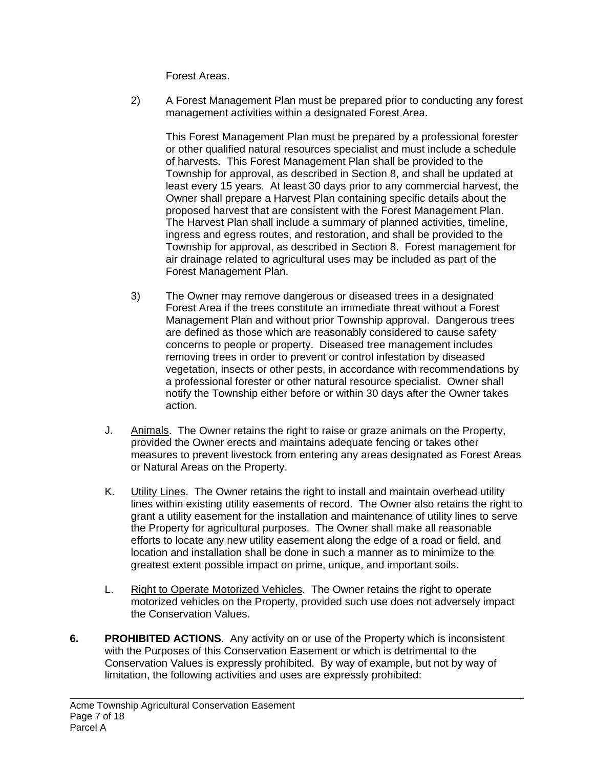Forest Areas.

2) A Forest Management Plan must be prepared prior to conducting any forest management activities within a designated Forest Area.

   This Forest Management Plan must be prepared by a professional forester or other qualified natural resources specialist and must include a schedule of harvests. This Forest Management Plan shall be provided to the Township for approval, as described in Section 8, and shall be updated at least every 15 years. At least 30 days prior to any commercial harvest, the Owner shall prepare a Harvest Plan containing specific details about the proposed harvest that are consistent with the Forest Management Plan. The Harvest Plan shall include a summary of planned activities, timeline, ingress and egress routes, and restoration, and shall be provided to the Township for approval, as described in Section 8. Forest management for air drainage related to agricultural uses may be included as part of the Forest Management Plan.

3) The Owner may remove dangerous or diseased trees in a designated Forest Area if the trees constitute an immediate threat without a Forest Management Plan and without prior Township approval. Dangerous trees are defined as those which are reasonably considered to cause safety concerns to people or property. Diseased tree management includes removing trees in order to prevent or control infestation by diseased vegetation, insects or other pests, in accordance with recommendations by a professional forester or other natural resource specialist. Owner shall notify the Township either before or within 30 days after the Owner takes action.

J. Animals. The Owner retains the right to raise or graze animals on the Property, provided the Owner erects and maintains adequate fencing or takes other measures to prevent livestock from entering any areas designated as Forest Areas or Natural Areas on the Property.

K. Utility Lines. The Owner retains the right to install and maintain overhead utility lines within existing utility easements of record. The Owner also retains the right to grant a utility easement for the installation and maintenance of utility lines to serve the Property for agricultural purposes. The Owner shall make all reasonable efforts to locate any new utility easement along the edge of a road or field, and location and installation shall be done in such a manner as to minimize to the greatest extent possible impact on prime, unique, and important soils.

L. Right to Operate Motorized Vehicles. The Owner retains the right to operate motorized vehicles on the Property, provided such use does not adversely impact the Conservation Values.

**6. PROHIBITED ACTIONS**. Any activity on or use of the Property which is inconsistent with the Purposes of this Conservation Easement or which is detrimental to the Conservation Values is expressly prohibited. By way of example, but not by way of limitation, the following activities and uses are expressly prohibited: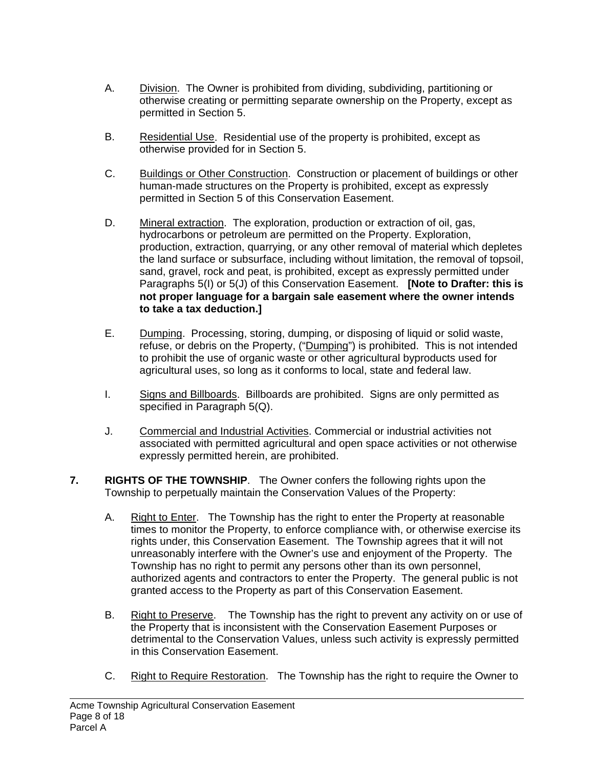A. Division. The Owner is prohibited from dividing, subdividing, partitioning or otherwise creating or permitting separate ownership on the Property, except as permitted in Section 5.

B. Residential Use. Residential use of the property is prohibited, except as otherwise provided for in Section 5.

C. Buildings or Other Construction. Construction or placement of buildings or other human-made structures on the Property is prohibited, except as expressly permitted in Section 5 of this Conservation Easement.

D. Mineral extraction. The exploration, production or extraction of oil, gas, hydrocarbons or petroleum are permitted on the Property. Exploration, production, extraction, quarrying, or any other removal of material which depletes the land surface or subsurface, including without limitation, the removal of topsoil, sand, gravel, rock and peat, is prohibited, except as expressly permitted under Paragraphs 5(I) or 5(J) of this Conservation Easement. **[Note to Drafter: this is not proper language for a bargain sale easement where the owner intends to take a tax deduction.]**

E. Dumping. Processing, storing, dumping, or disposing of liquid or solid waste, refuse, or debris on the Property, ("Dumping") is prohibited. This is not intended to prohibit the use of organic waste or other agricultural byproducts used for agricultural uses, so long as it conforms to local, state and federal law.

I. Signs and Billboards. Billboards are prohibited. Signs are only permitted as specified in Paragraph 5(Q).

J. Commercial and Industrial Activities. Commercial or industrial activities not associated with permitted agricultural and open space activities or not otherwise expressly permitted herein, are prohibited.

**7. RIGHTS OF THE TOWNSHIP**. The Owner confers the following rights upon the Township to perpetually maintain the Conservation Values of the Property:

A. Right to Enter. The Township has the right to enter the Property at reasonable times to monitor the Property, to enforce compliance with, or otherwise exercise its rights under, this Conservation Easement. The Township agrees that it will not unreasonably interfere with the Owner's use and enjoyment of the Property. The Township has no right to permit any persons other than its own personnel, authorized agents and contractors to enter the Property. The general public is not granted access to the Property as part of this Conservation Easement.

B. Right to Preserve. The Township has the right to prevent any activity on or use of the Property that is inconsistent with the Conservation Easement Purposes or detrimental to the Conservation Values, unless such activity is expressly permitted in this Conservation Easement.

C. Right to Require Restoration. The Township has the right to require the Owner to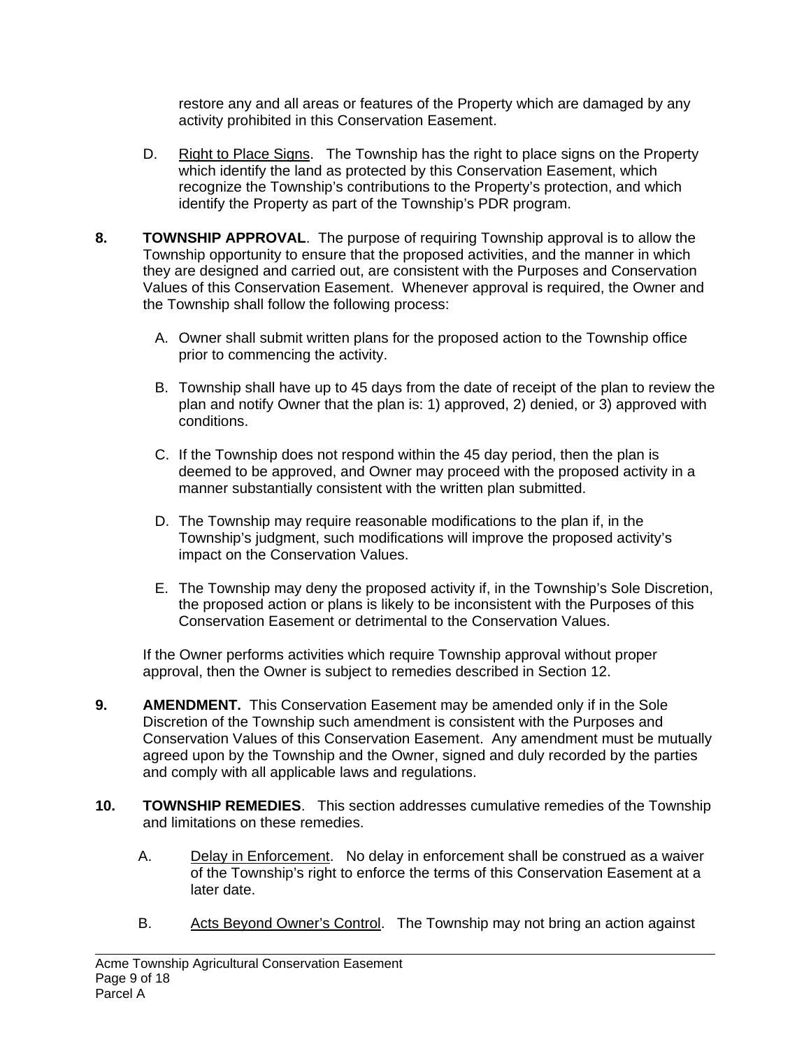restore any and all areas or features of the Property which are damaged by any activity prohibited in this Conservation Easement.

D. Right to Place Signs. The Township has the right to place signs on the Property which identify the land as protected by this Conservation Easement, which recognize the Township's contributions to the Property's protection, and which identify the Property as part of the Township's PDR program.

**8. TOWNSHIP APPROVAL**. The purpose of requiring Township approval is to allow the Township opportunity to ensure that the proposed activities, and the manner in which they are designed and carried out, are consistent with the Purposes and Conservation Values of this Conservation Easement. Whenever approval is required, the Owner and the Township shall follow the following process:

A. Owner shall submit written plans for the proposed action to the Township office prior to commencing the activity.

B. Township shall have up to 45 days from the date of receipt of the plan to review the plan and notify Owner that the plan is: 1) approved, 2) denied, or 3) approved with conditions.

C. If the Township does not respond within the 45 day period, then the plan is deemed to be approved, and Owner may proceed with the proposed activity in a manner substantially consistent with the written plan submitted.

D. The Township may require reasonable modifications to the plan if, in the Township's judgment, such modifications will improve the proposed activity's impact on the Conservation Values.

E. The Township may deny the proposed activity if, in the Township's Sole Discretion, the proposed action or plans is likely to be inconsistent with the Purposes of this Conservation Easement or detrimental to the Conservation Values.

If the Owner performs activities which require Township approval without proper approval, then the Owner is subject to remedies described in Section 12.

**9. AMENDMENT.** This Conservation Easement may be amended only if in the Sole Discretion of the Township such amendment is consistent with the Purposes and Conservation Values of this Conservation Easement. Any amendment must be mutually agreed upon by the Township and the Owner, signed and duly recorded by the parties and comply with all applicable laws and regulations.

**10. TOWNSHIP REMEDIES**. This section addresses cumulative remedies of the Township and limitations on these remedies.

A. Delay in Enforcement. No delay in enforcement shall be construed as a waiver of the Township's right to enforce the terms of this Conservation Easement at a later date.

B. Acts Beyond Owner's Control. The Township may not bring an action against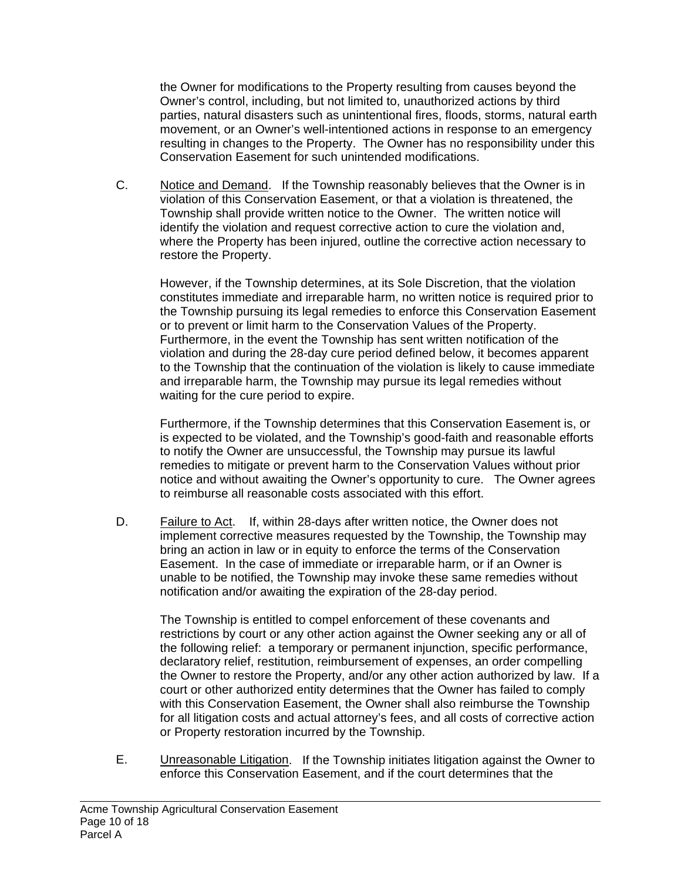the Owner for modifications to the Property resulting from causes beyond the Owner's control, including, but not limited to, unauthorized actions by third parties, natural disasters such as unintentional fires, floods, storms, natural earth movement, or an Owner's well-intentioned actions in response to an emergency resulting in changes to the Property. The Owner has no responsibility under this Conservation Easement for such unintended modifications.

C. Notice and Demand. If the Township reasonably believes that the Owner is in violation of this Conservation Easement, or that a violation is threatened, the Township shall provide written notice to the Owner. The written notice will identify the violation and request corrective action to cure the violation and, where the Property has been injured, outline the corrective action necessary to restore the Property.

However, if the Township determines, at its Sole Discretion, that the violation constitutes immediate and irreparable harm, no written notice is required prior to the Township pursuing its legal remedies to enforce this Conservation Easement or to prevent or limit harm to the Conservation Values of the Property. Furthermore, in the event the Township has sent written notification of the violation and during the 28-day cure period defined below, it becomes apparent to the Township that the continuation of the violation is likely to cause immediate and irreparable harm, the Township may pursue its legal remedies without waiting for the cure period to expire.

Furthermore, if the Township determines that this Conservation Easement is, or is expected to be violated, and the Township's good-faith and reasonable efforts to notify the Owner are unsuccessful, the Township may pursue its lawful remedies to mitigate or prevent harm to the Conservation Values without prior notice and without awaiting the Owner's opportunity to cure. The Owner agrees to reimburse all reasonable costs associated with this effort.

D. Failure to Act. If, within 28-days after written notice, the Owner does not implement corrective measures requested by the Township, the Township may bring an action in law or in equity to enforce the terms of the Conservation Easement. In the case of immediate or irreparable harm, or if an Owner is unable to be notified, the Township may invoke these same remedies without notification and/or awaiting the expiration of the 28-day period.

The Township is entitled to compel enforcement of these covenants and restrictions by court or any other action against the Owner seeking any or all of the following relief: a temporary or permanent injunction, specific performance, declaratory relief, restitution, reimbursement of expenses, an order compelling the Owner to restore the Property, and/or any other action authorized by law. If a court or other authorized entity determines that the Owner has failed to comply with this Conservation Easement, the Owner shall also reimburse the Township for all litigation costs and actual attorney's fees, and all costs of corrective action or Property restoration incurred by the Township.

E. Unreasonable Litigation. If the Township initiates litigation against the Owner to enforce this Conservation Easement, and if the court determines that the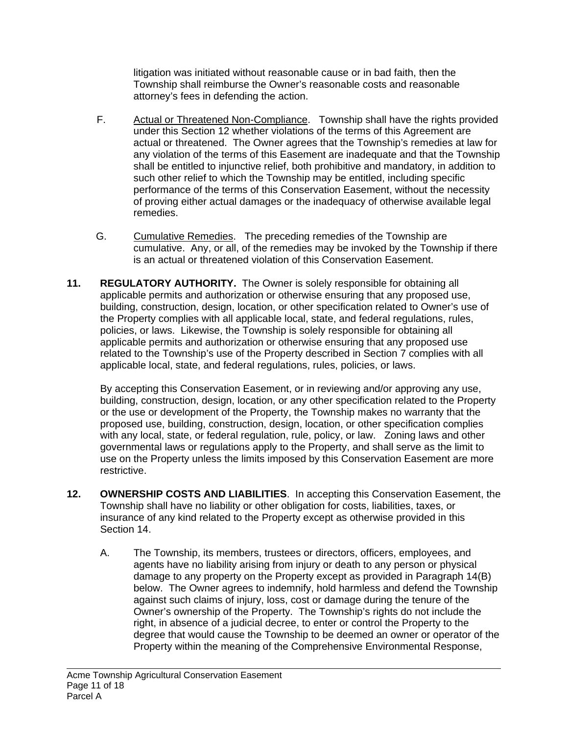litigation was initiated without reasonable cause or in bad faith, then the Township shall reimburse the Owner's reasonable costs and reasonable attorney's fees in defending the action.

F. Actual or Threatened Non-Compliance. Township shall have the rights provided under this Section 12 whether violations of the terms of this Agreement are actual or threatened. The Owner agrees that the Township's remedies at law for any violation of the terms of this Easement are inadequate and that the Township shall be entitled to injunctive relief, both prohibitive and mandatory, in addition to such other relief to which the Township may be entitled, including specific performance of the terms of this Conservation Easement, without the necessity of proving either actual damages or the inadequacy of otherwise available legal remedies.

G. Cumulative Remedies. The preceding remedies of the Township are cumulative. Any, or all, of the remedies may be invoked by the Township if there is an actual or threatened violation of this Conservation Easement.

**11. REGULATORY AUTHORITY.** The Owner is solely responsible for obtaining all applicable permits and authorization or otherwise ensuring that any proposed use, building, construction, design, location, or other specification related to Owner's use of the Property complies with all applicable local, state, and federal regulations, rules, policies, or laws. Likewise, the Township is solely responsible for obtaining all applicable permits and authorization or otherwise ensuring that any proposed use related to the Township's use of the Property described in Section 7 complies with all applicable local, state, and federal regulations, rules, policies, or laws.

By accepting this Conservation Easement, or in reviewing and/or approving any use, building, construction, design, location, or any other specification related to the Property or the use or development of the Property, the Township makes no warranty that the proposed use, building, construction, design, location, or other specification complies with any local, state, or federal regulation, rule, policy, or law. Zoning laws and other governmental laws or regulations apply to the Property, and shall serve as the limit to use on the Property unless the limits imposed by this Conservation Easement are more restrictive.

**12. OWNERSHIP COSTS AND LIABILITIES**. In accepting this Conservation Easement, the Township shall have no liability or other obligation for costs, liabilities, taxes, or insurance of any kind related to the Property except as otherwise provided in this Section 14.

A. The Township, its members, trustees or directors, officers, employees, and agents have no liability arising from injury or death to any person or physical damage to any property on the Property except as provided in Paragraph 14(B) below. The Owner agrees to indemnify, hold harmless and defend the Township against such claims of injury, loss, cost or damage during the tenure of the Owner's ownership of the Property. The Township's rights do not include the right, in absence of a judicial decree, to enter or control the Property to the degree that would cause the Township to be deemed an owner or operator of the Property within the meaning of the Comprehensive Environmental Response,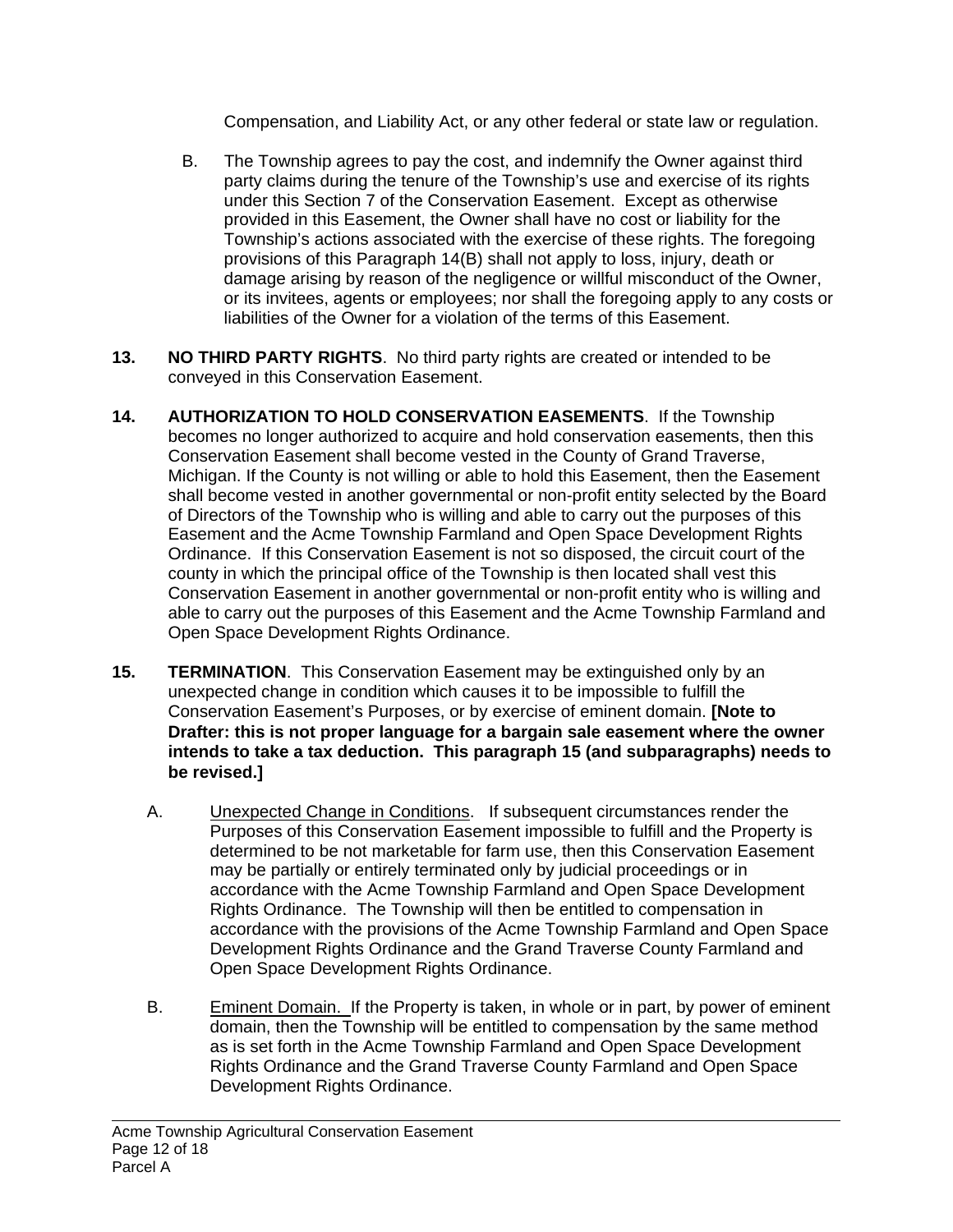Compensation, and Liability Act, or any other federal or state law or regulation.

B. The Township agrees to pay the cost, and indemnify the Owner against third party claims during the tenure of the Township's use and exercise of its rights under this Section 7 of the Conservation Easement. Except as otherwise provided in this Easement, the Owner shall have no cost or liability for the Township's actions associated with the exercise of these rights. The foregoing provisions of this Paragraph 14(B) shall not apply to loss, injury, death or damage arising by reason of the negligence or willful misconduct of the Owner, or its invitees, agents or employees; nor shall the foregoing apply to any costs or liabilities of the Owner for a violation of the terms of this Easement.

**13. NO THIRD PARTY RIGHTS**. No third party rights are created or intended to be conveyed in this Conservation Easement.

**14. AUTHORIZATION TO HOLD CONSERVATION EASEMENTS**. If the Township becomes no longer authorized to acquire and hold conservation easements, then this Conservation Easement shall become vested in the County of Grand Traverse, Michigan. If the County is not willing or able to hold this Easement, then the Easement shall become vested in another governmental or non-profit entity selected by the Board of Directors of the Township who is willing and able to carry out the purposes of this Easement and the Acme Township Farmland and Open Space Development Rights Ordinance. If this Conservation Easement is not so disposed, the circuit court of the county in which the principal office of the Township is then located shall vest this Conservation Easement in another governmental or non-profit entity who is willing and able to carry out the purposes of this Easement and the Acme Township Farmland and Open Space Development Rights Ordinance.

**15. TERMINATION**. This Conservation Easement may be extinguished only by an unexpected change in condition which causes it to be impossible to fulfill the Conservation Easement's Purposes, or by exercise of eminent domain. **[Note to Drafter: this is not proper language for a bargain sale easement where the owner intends to take a tax deduction. This paragraph 15 (and subparagraphs) needs to be revised.]**

A. Unexpected Change in Conditions. If subsequent circumstances render the Purposes of this Conservation Easement impossible to fulfill and the Property is determined to be not marketable for farm use, then this Conservation Easement may be partially or entirely terminated only by judicial proceedings or in accordance with the Acme Township Farmland and Open Space Development Rights Ordinance. The Township will then be entitled to compensation in accordance with the provisions of the Acme Township Farmland and Open Space Development Rights Ordinance and the Grand Traverse County Farmland and Open Space Development Rights Ordinance.

B. Eminent Domain. If the Property is taken, in whole or in part, by power of eminent domain, then the Township will be entitled to compensation by the same method as is set forth in the Acme Township Farmland and Open Space Development Rights Ordinance and the Grand Traverse County Farmland and Open Space Development Rights Ordinance.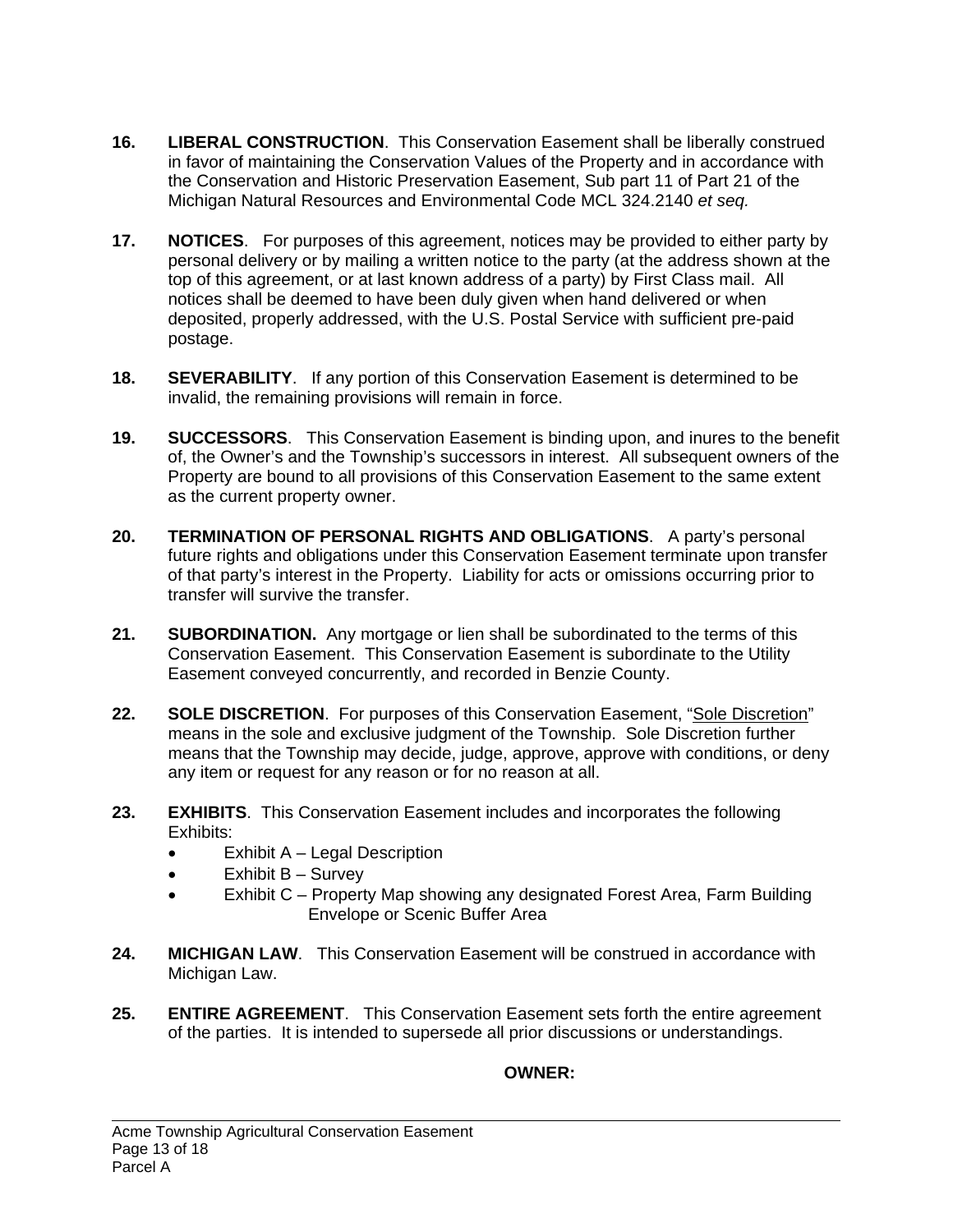**16. LIBERAL CONSTRUCTION**. This Conservation Easement shall be liberally construed in favor of maintaining the Conservation Values of the Property and in accordance with the Conservation and Historic Preservation Easement, Sub part 11 of Part 21 of the Michigan Natural Resources and Environmental Code MCL 324.2140 *et seq.*

**17. NOTICES**. For purposes of this agreement, notices may be provided to either party by personal delivery or by mailing a written notice to the party (at the address shown at the top of this agreement, or at last known address of a party) by First Class mail. All notices shall be deemed to have been duly given when hand delivered or when deposited, properly addressed, with the U.S. Postal Service with sufficient pre-paid postage.

**18. SEVERABILITY**. If any portion of this Conservation Easement is determined to be invalid, the remaining provisions will remain in force.

**19. SUCCESSORS**. This Conservation Easement is binding upon, and inures to the benefit of, the Owner's and the Township's successors in interest. All subsequent owners of the Property are bound to all provisions of this Conservation Easement to the same extent as the current property owner.

**20. TERMINATION OF PERSONAL RIGHTS AND OBLIGATIONS**. A party's personal future rights and obligations under this Conservation Easement terminate upon transfer of that party's interest in the Property. Liability for acts or omissions occurring prior to transfer will survive the transfer.

**21. SUBORDINATION.** Any mortgage or lien shall be subordinated to the terms of this Conservation Easement. This Conservation Easement is subordinate to the Utility Easement conveyed concurrently, and recorded in Benzie County.

**22. SOLE DISCRETION**. For purposes of this Conservation Easement, "Sole Discretion" means in the sole and exclusive judgment of the Township. Sole Discretion further means that the Township may decide, judge, approve, approve with conditions, or deny any item or request for any reason or for no reason at all.

**23. EXHIBITS**. This Conservation Easement includes and incorporates the following Exhibits:

- Exhibit A – Legal Description
- Exhibit B – Survey
- Exhibit C – Property Map showing any designated Forest Area, Farm Building Envelope or Scenic Buffer Area

**24. MICHIGAN LAW**. This Conservation Easement will be construed in accordance with Michigan Law.

**25. ENTIRE AGREEMENT**. This Conservation Easement sets forth the entire agreement of the parties. It is intended to supersede all prior discussions or understandings.

**OWNER:**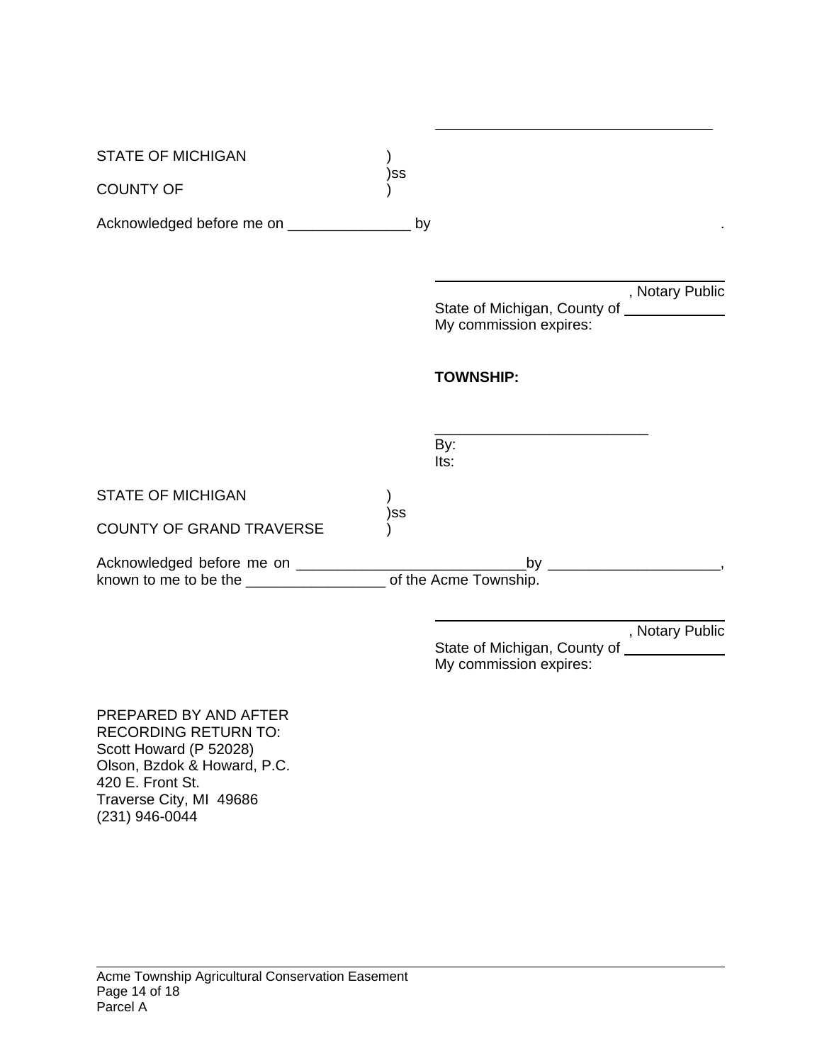\_\_\_\_\_\_\_\_\_\_\_\_\_\_\_\_\_\_\_\_\_\_\_\_\_\_\_\_\_\_\_\_\_\_

STATE OF MICHIGAN )
)ss
COUNTY OF )

Acknowledged before me on _______________ by .

\_\_\_\_\_\_\_\_\_\_\_\_\_\_\_\_\_\_\_\_\_\_\_\_\_\_\_\_\_\_\_\_\_\_, Notary Public
State of Michigan, County of \_\_\_\_\_\_\_\_\_\_\_\_
My commission expires:

**TOWNSHIP:**

\_\_\_\_\_\_\_\_\_\_\_\_\_\_\_\_\_\_\_\_\_\_\_\_\_\_\_
By:
Its:

STATE OF MICHIGAN )
)ss
COUNTY OF GRAND TRAVERSE )

Acknowledged before me on _____________________________by _____________________, known to me to be the _________________ of the Acme Township.

\_\_\_\_\_\_\_\_\_\_\_\_\_\_\_\_\_\_\_\_\_\_\_\_\_\_\_\_\_\_\_\_\_\_, Notary Public
State of Michigan, County of \_\_\_\_\_\_\_\_\_\_\_\_
My commission expires:

PREPARED BY AND AFTER
RECORDING RETURN TO:
Scott Howard (P 52028)
Olson, Bzdok & Howard, P.C.
420 E. Front St.
Traverse City, MI 49686
(231) 946-0044